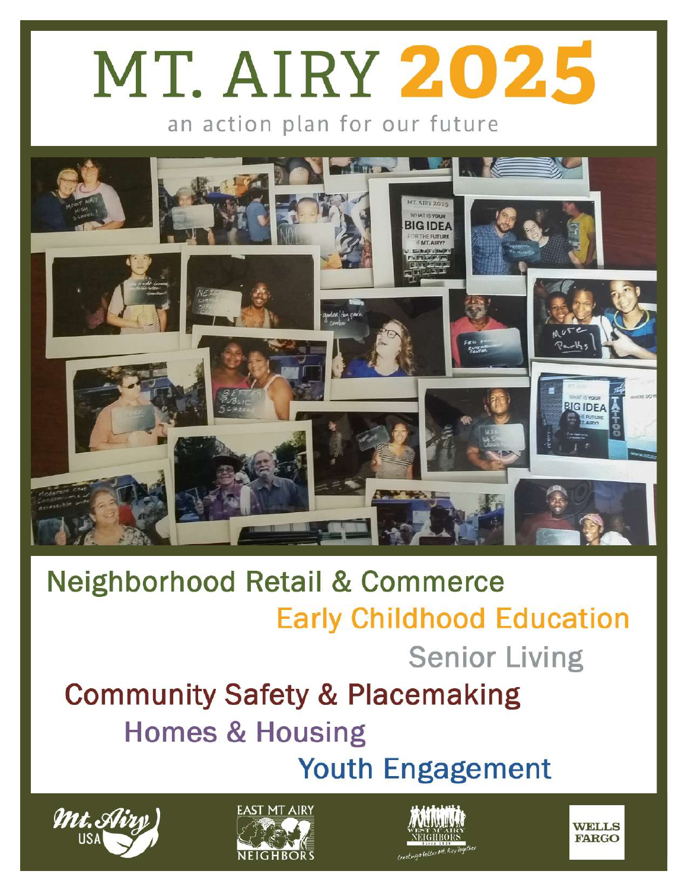# MT. AIRY 2025

an action plan for our future

Neighborhood Retail & Commerce

Early Childhood Education

Senior Living

Community Safety & Placemaking

Homes & Housing

Youth Engagement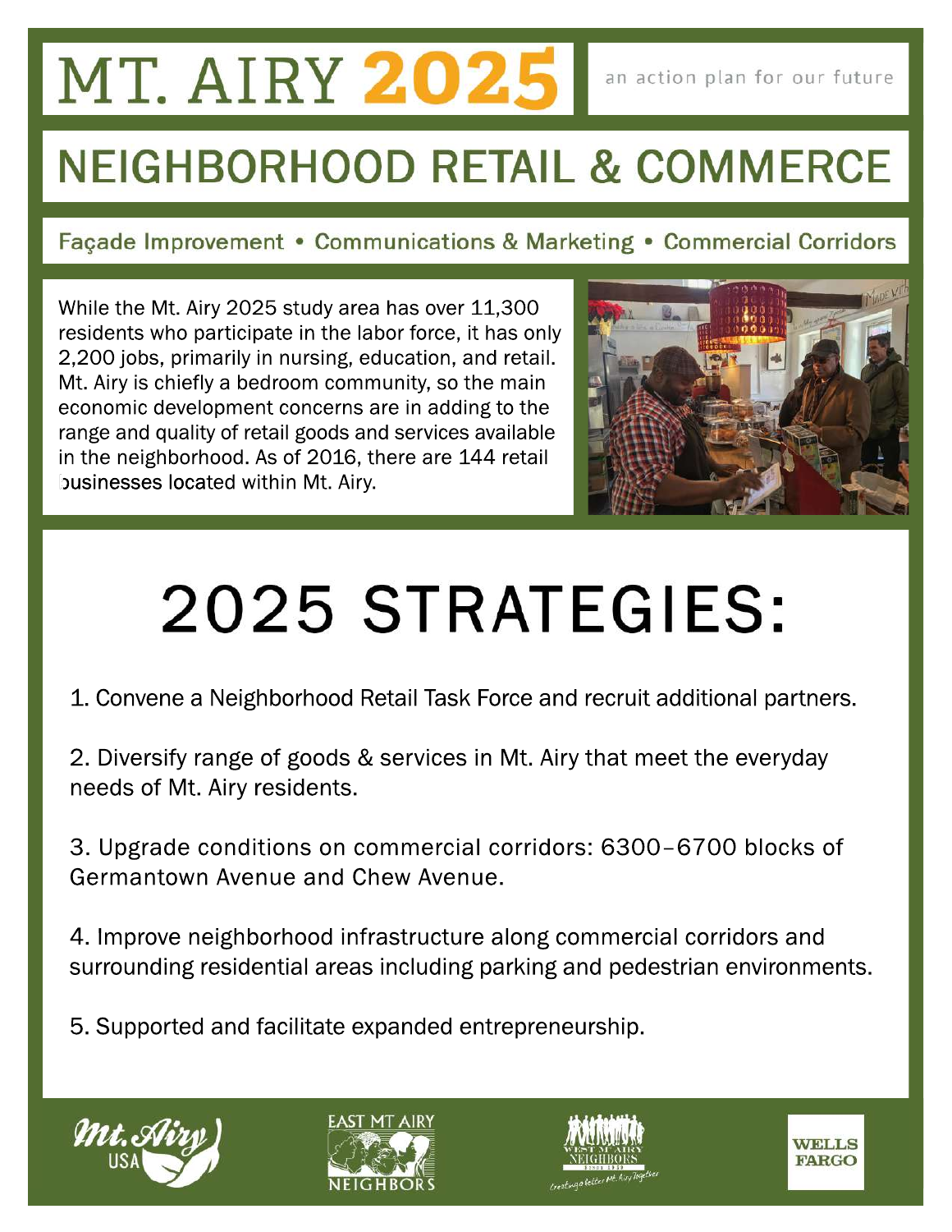# MT. AIRY 2025

an action plan for our future

## NEIGHBORHOOD RETAIL & COMMERCE

Façade Improvement • Communications & Marketing • Commercial Corridors

While the Mt. Airy 2025 study area has over 11,300 residents who participate in the labor force, it has only 2,200 jobs, primarily in nursing, education, and retail. Mt. Airy is chiefly a bedroom community, so the main economic development concerns are in adding to the range and quality of retail goods and services available in the neighborhood. As of 2016, there are 144 retail businesses located within Mt. Airy.

# 2025 STRATEGIES:

1. Convene a Neighborhood Retail Task Force and recruit additional partners.

2. Diversify range of goods & services in Mt. Airy that meet the everyday needs of Mt. Airy residents.

3. Upgrade conditions on commercial corridors: 6300–6700 blocks of Germantown Avenue and Chew Avenue.

4. Improve neighborhood infrastructure along commercial corridors and surrounding residential areas including parking and pedestrian environments.

5. Supported and facilitate expanded entrepreneurship.

Mt. Airy USA • East Mt Airy Neighbors • West Mt Airy Neighbors • Wells Fargo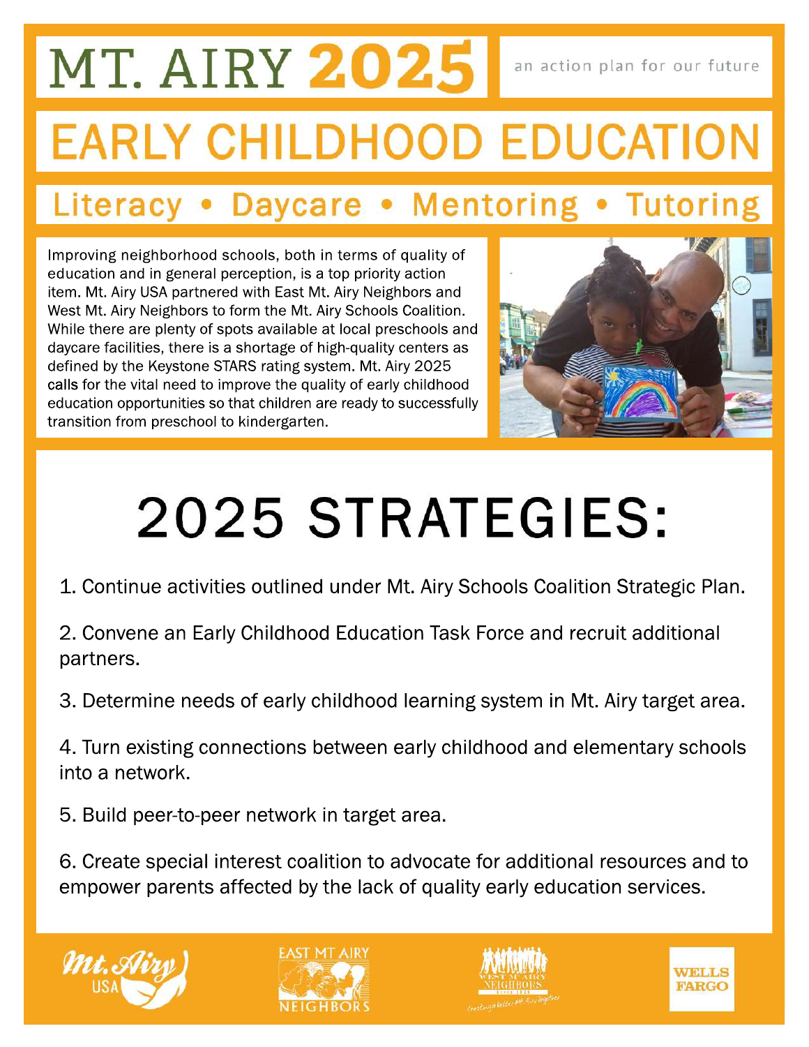# MT. AIRY 2025

an action plan for our future

# EARLY CHILDHOOD EDUCATION

## Literacy • Daycare • Mentoring • Tutoring

Improving neighborhood schools, both in terms of quality of education and in general perception, is a top priority action item. Mt. Airy USA partnered with East Mt. Airy Neighbors and West Mt. Airy Neighbors to form the Mt. Airy Schools Coalition. While there are plenty of spots available at local preschools and daycare facilities, there is a shortage of high-quality centers as defined by the Keystone STARS rating system. Mt. Airy 2025 calls for the vital need to improve the quality of early childhood education opportunities so that children are ready to successfully transition from preschool to kindergarten.

# 2025 STRATEGIES:

1. Continue activities outlined under Mt. Airy Schools Coalition Strategic Plan.

2. Convene an Early Childhood Education Task Force and recruit additional partners.

3. Determine needs of early childhood learning system in Mt. Airy target area.

4. Turn existing connections between early childhood and elementary schools into a network.

5. Build peer-to-peer network in target area.

6. Create special interest coalition to advocate for additional resources and to empower parents affected by the lack of quality early education services.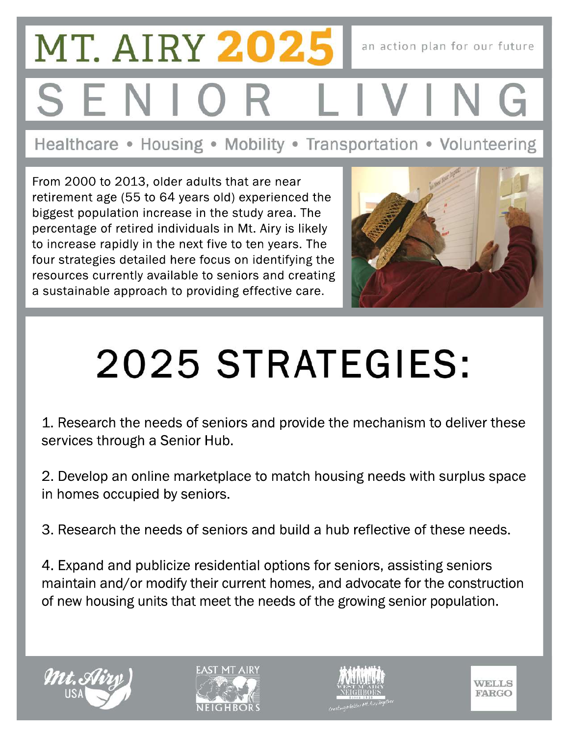# MT. AIRY 2025

an action plan for our future

# SENIOR LIVING

Healthcare • Housing • Mobility • Transportation • Volunteering

From 2000 to 2013, older adults that are near retirement age (55 to 64 years old) experienced the biggest population increase in the study area. The percentage of retired individuals in Mt. Airy is likely to increase rapidly in the next five to ten years. The four strategies detailed here focus on identifying the resources currently available to seniors and creating a sustainable approach to providing effective care.

## 2025 STRATEGIES:

1. Research the needs of seniors and provide the mechanism to deliver these services through a Senior Hub.

2. Develop an online marketplace to match housing needs with surplus space in homes occupied by seniors.

3. Research the needs of seniors and build a hub reflective of these needs.

4. Expand and publicize residential options for seniors, assisting seniors maintain and/or modify their current homes, and advocate for the construction of new housing units that meet the needs of the growing senior population.

Mt. Airy USA • East Mt Airy Neighbors • West Mt Airy Neighbors • Wells Fargo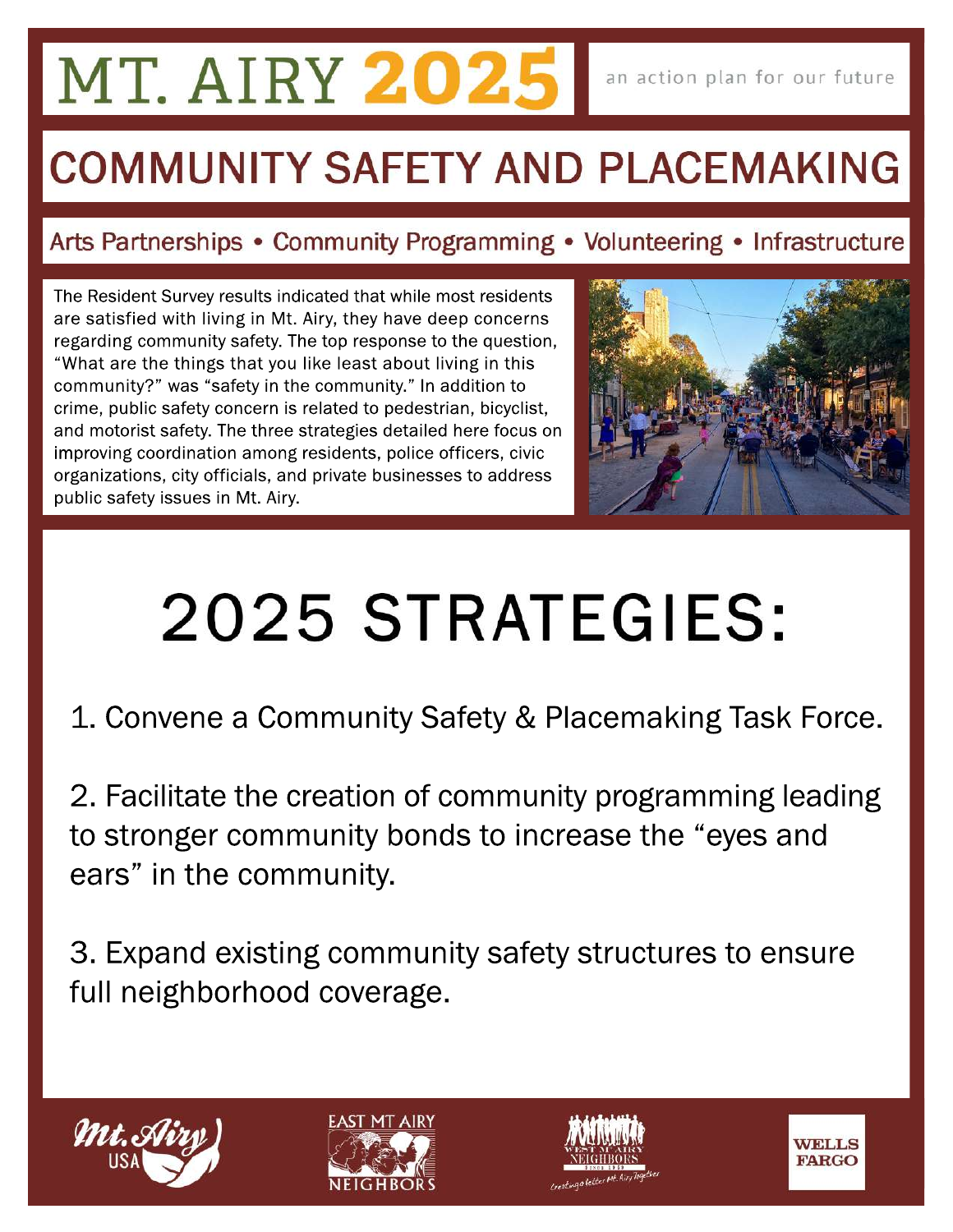# MT. AIRY 2025

an action plan for our future

## COMMUNITY SAFETY AND PLACEMAKING

Arts Partnerships • Community Programming • Volunteering • Infrastructure

The Resident Survey results indicated that while most residents are satisfied with living in Mt. Airy, they have deep concerns regarding community safety. The top response to the question, "What are the things that you like least about living in this community?" was "safety in the community." In addition to crime, public safety concern is related to pedestrian, bicyclist, and motorist safety. The three strategies detailed here focus on improving coordination among residents, police officers, civic organizations, city officials, and private businesses to address public safety issues in Mt. Airy.

# 2025 STRATEGIES:

1. Convene a Community Safety & Placemaking Task Force.

2. Facilitate the creation of community programming leading to stronger community bonds to increase the "eyes and ears" in the community.

3. Expand existing community safety structures to ensure full neighborhood coverage.

Mt. Airy USA • East Mt Airy Neighbors • West Mt Airy Neighbors • Wells Fargo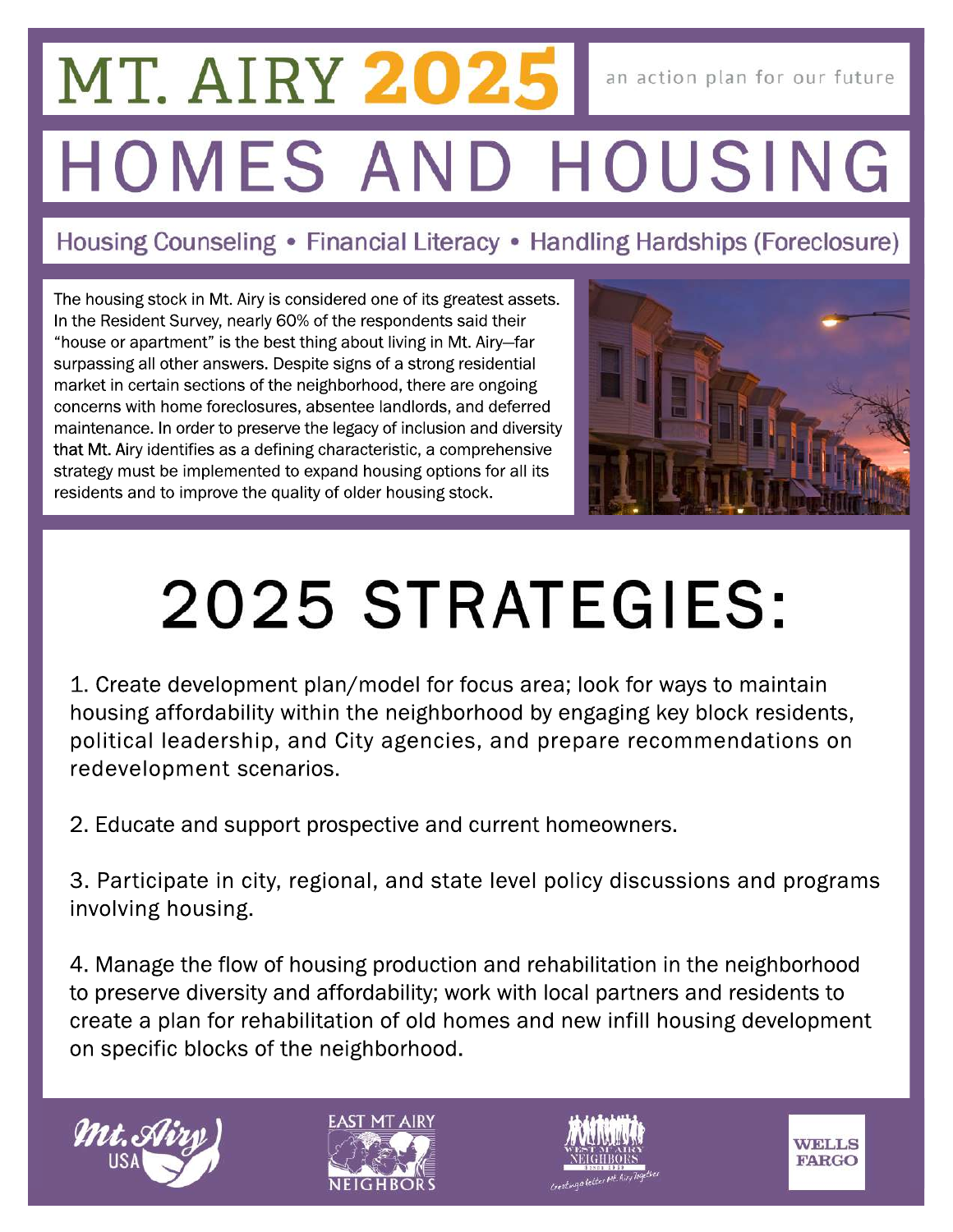# MT. AIRY 2025

an action plan for our future

# HOMES AND HOUSING

## Housing Counseling • Financial Literacy • Handling Hardships (Foreclosure)

The housing stock in Mt. Airy is considered one of its greatest assets. In the Resident Survey, nearly 60% of the respondents said their "house or apartment" is the best thing about living in Mt. Airy—far surpassing all other answers. Despite signs of a strong residential market in certain sections of the neighborhood, there are ongoing concerns with home foreclosures, absentee landlords, and deferred maintenance. In order to preserve the legacy of inclusion and diversity that Mt. Airy identifies as a defining characteristic, a comprehensive strategy must be implemented to expand housing options for all its residents and to improve the quality of older housing stock.

# 2025 STRATEGIES:

1. Create development plan/model for focus area; look for ways to maintain housing affordability within the neighborhood by engaging key block residents, political leadership, and City agencies, and prepare recommendations on redevelopment scenarios.

2. Educate and support prospective and current homeowners.

3. Participate in city, regional, and state level policy discussions and programs involving housing.

4. Manage the flow of housing production and rehabilitation in the neighborhood to preserve diversity and affordability; work with local partners and residents to create a plan for rehabilitation of old homes and new infill housing development on specific blocks of the neighborhood.

Mt. Airy USA • East Mt Airy Neighbors • West Mt Airy Neighbors • Wells Fargo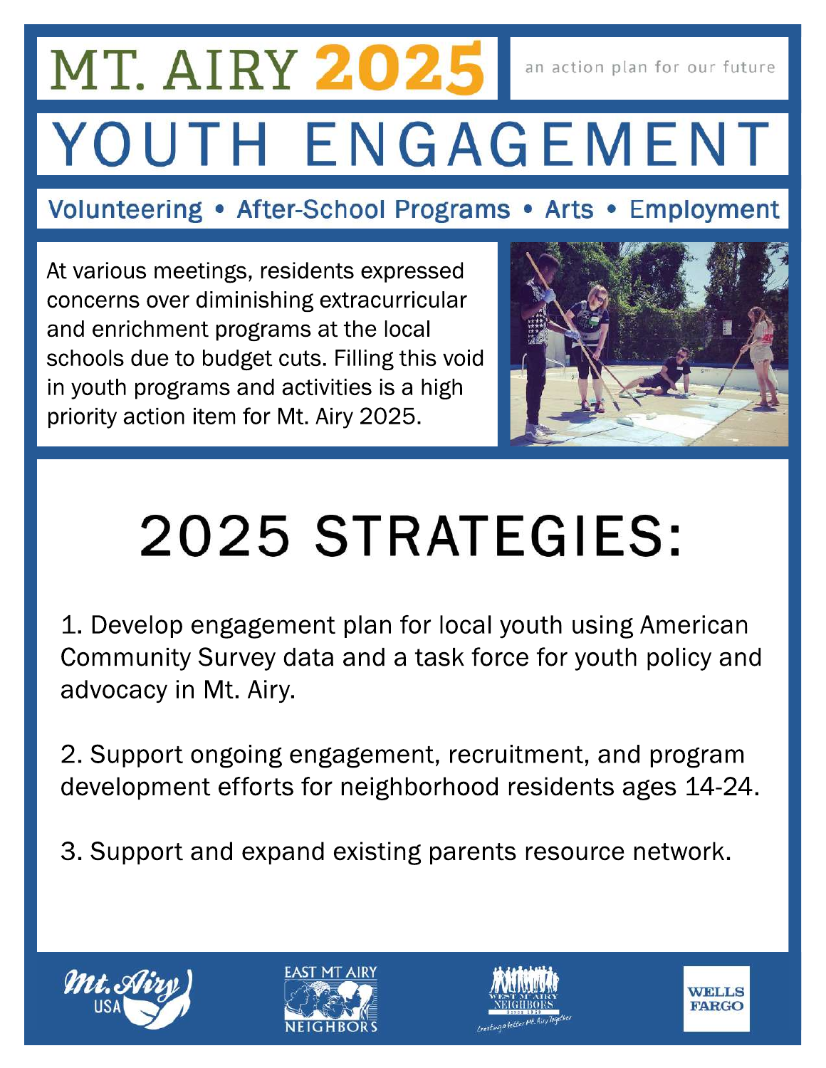# MT. AIRY 2025

an action plan for our future

# YOUTH ENGAGEMENT

**Volunteering • After-School Programs • Arts • Employment**

At various meetings, residents expressed concerns over diminishing extracurricular and enrichment programs at the local schools due to budget cuts. Filling this void in youth programs and activities is a high priority action item for Mt. Airy 2025.

## 2025 STRATEGIES:

1. Develop engagement plan for local youth using American Community Survey data and a task force for youth policy and advocacy in Mt. Airy.

2. Support ongoing engagement, recruitment, and program development efforts for neighborhood residents ages 14-24.

3. Support and expand existing parents resource network.

Mt. Airy USA

EAST MT AIRY NEIGHBORS

WEST MT AIRY NEIGHBORS

WELLS FARGO